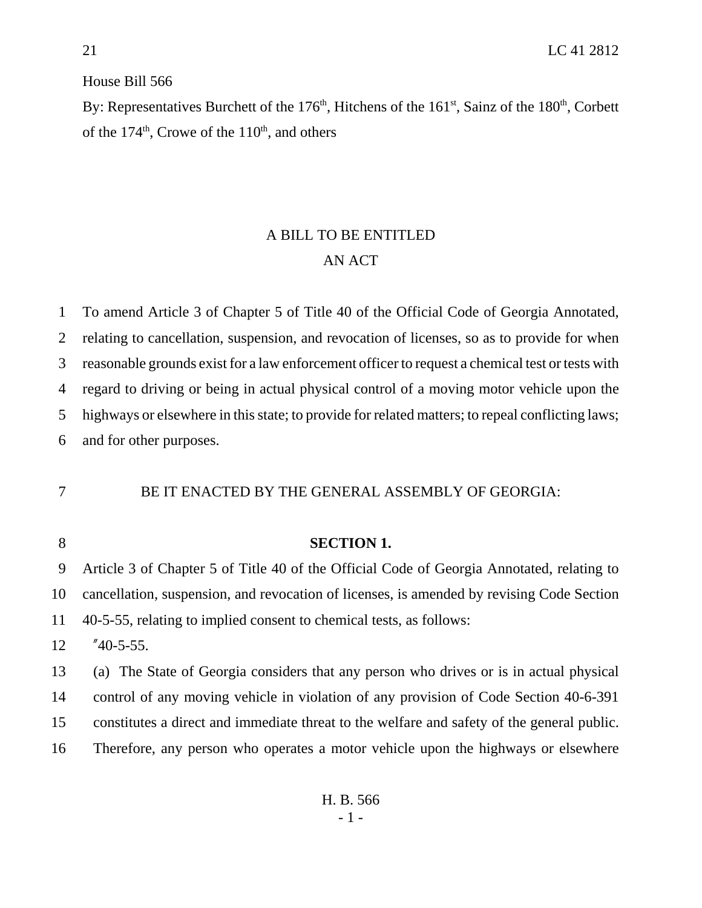House Bill 566

By: Representatives Burchett of the 176th, Hitchens of the 161st, Sainz of the 180th, Corbett of the 174th, Crowe of the 110th, and others

## A BILL TO BE ENTITLED
## AN ACT

To amend Article 3 of Chapter 5 of Title 40 of the Official Code of Georgia Annotated, relating to cancellation, suspension, and revocation of licenses, so as to provide for when reasonable grounds exist for a law enforcement officer to request a chemical test or tests with regard to driving or being in actual physical control of a moving motor vehicle upon the highways or elsewhere in this state; to provide for related matters; to repeal conflicting laws; and for other purposes.

BE IT ENACTED BY THE GENERAL ASSEMBLY OF GEORGIA:

**SECTION 1.**

Article 3 of Chapter 5 of Title 40 of the Official Code of Georgia Annotated, relating to cancellation, suspension, and revocation of licenses, is amended by revising Code Section 40-5-55, relating to implied consent to chemical tests, as follows:

"40-5-55.

(a) The State of Georgia considers that any person who drives or is in actual physical control of any moving vehicle in violation of any provision of Code Section 40-6-391 constitutes a direct and immediate threat to the welfare and safety of the general public. Therefore, any person who operates a motor vehicle upon the highways or elsewhere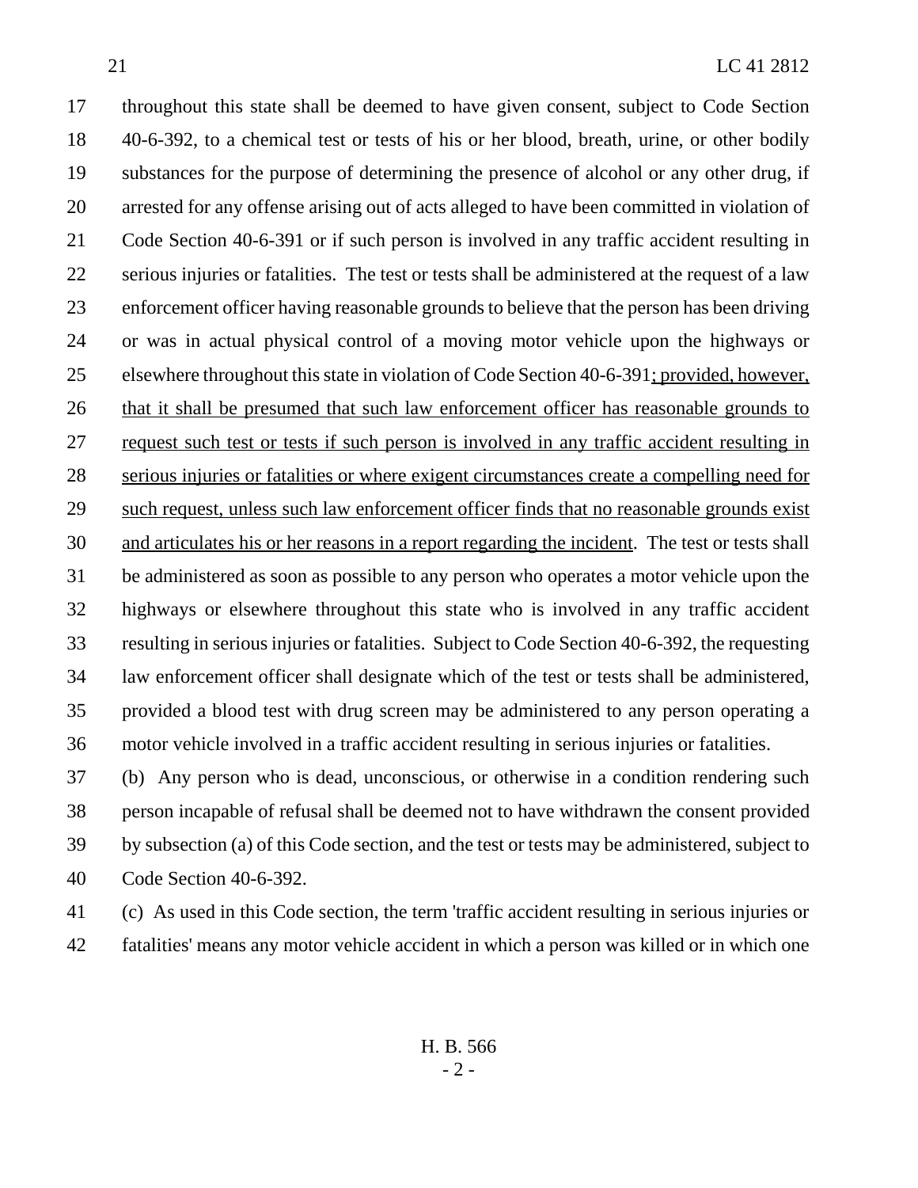throughout this state shall be deemed to have given consent, subject to Code Section 40-6-392, to a chemical test or tests of his or her blood, breath, urine, or other bodily substances for the purpose of determining the presence of alcohol or any other drug, if arrested for any offense arising out of acts alleged to have been committed in violation of Code Section 40-6-391 or if such person is involved in any traffic accident resulting in serious injuries or fatalities. The test or tests shall be administered at the request of a law enforcement officer having reasonable grounds to believe that the person has been driving or was in actual physical control of a moving motor vehicle upon the highways or elsewhere throughout this state in violation of Code Section 40-6-391<u>; provided, however, that it shall be presumed that such law enforcement officer has reasonable grounds to request such test or tests if such person is involved in any traffic accident resulting in serious injuries or fatalities or where exigent circumstances create a compelling need for such request, unless such law enforcement officer finds that no reasonable grounds exist and articulates his or her reasons in a report regarding the incident</u>. The test or tests shall be administered as soon as possible to any person who operates a motor vehicle upon the highways or elsewhere throughout this state who is involved in any traffic accident resulting in serious injuries or fatalities. Subject to Code Section 40-6-392, the requesting law enforcement officer shall designate which of the test or tests shall be administered, provided a blood test with drug screen may be administered to any person operating a motor vehicle involved in a traffic accident resulting in serious injuries or fatalities.

(b) Any person who is dead, unconscious, or otherwise in a condition rendering such person incapable of refusal shall be deemed not to have withdrawn the consent provided by subsection (a) of this Code section, and the test or tests may be administered, subject to Code Section 40-6-392.

(c) As used in this Code section, the term 'traffic accident resulting in serious injuries or fatalities' means any motor vehicle accident in which a person was killed or in which one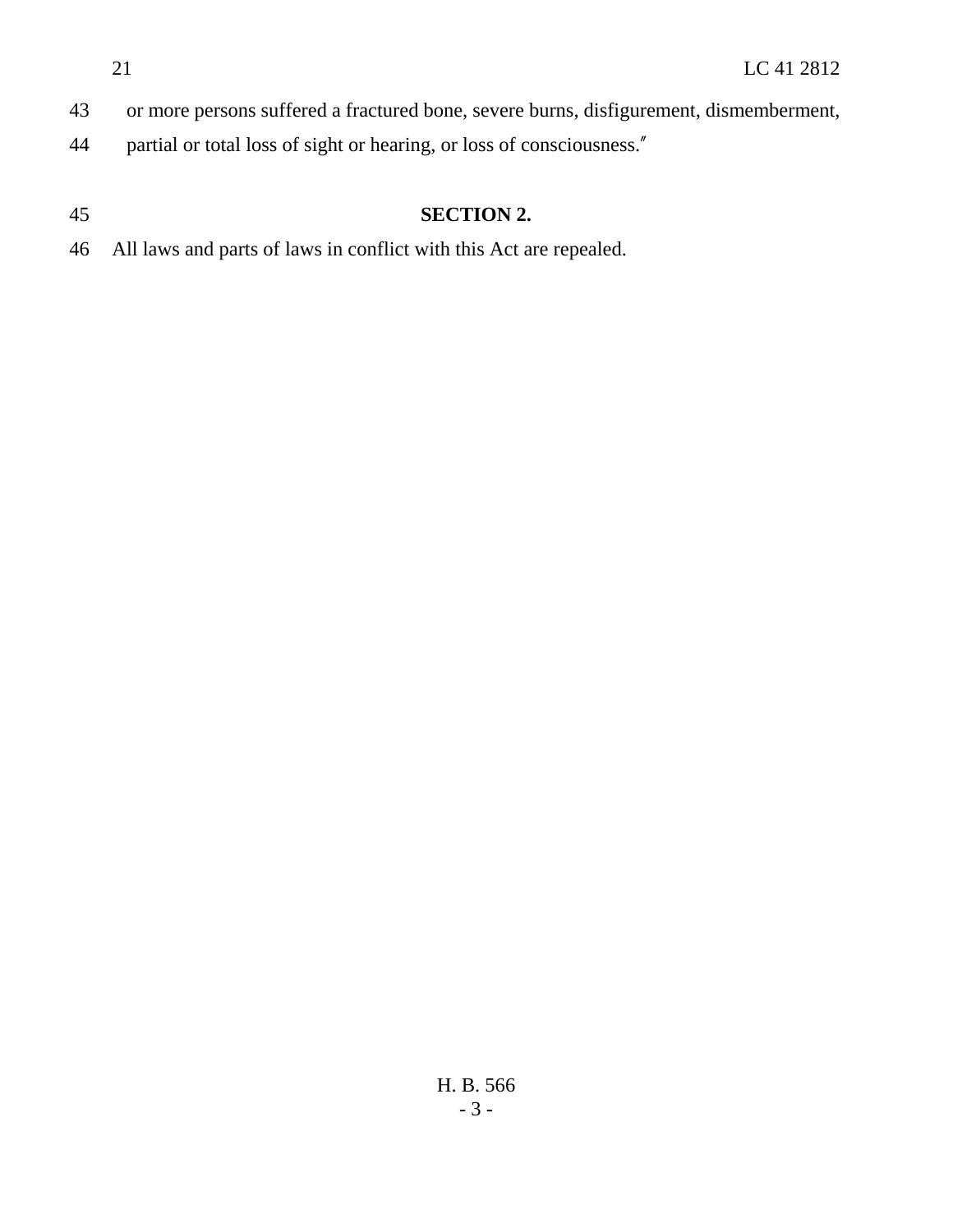or more persons suffered a fractured bone, severe burns, disfigurement, dismemberment, partial or total loss of sight or hearing, or loss of consciousness."

**SECTION 2.**

All laws and parts of laws in conflict with this Act are repealed.